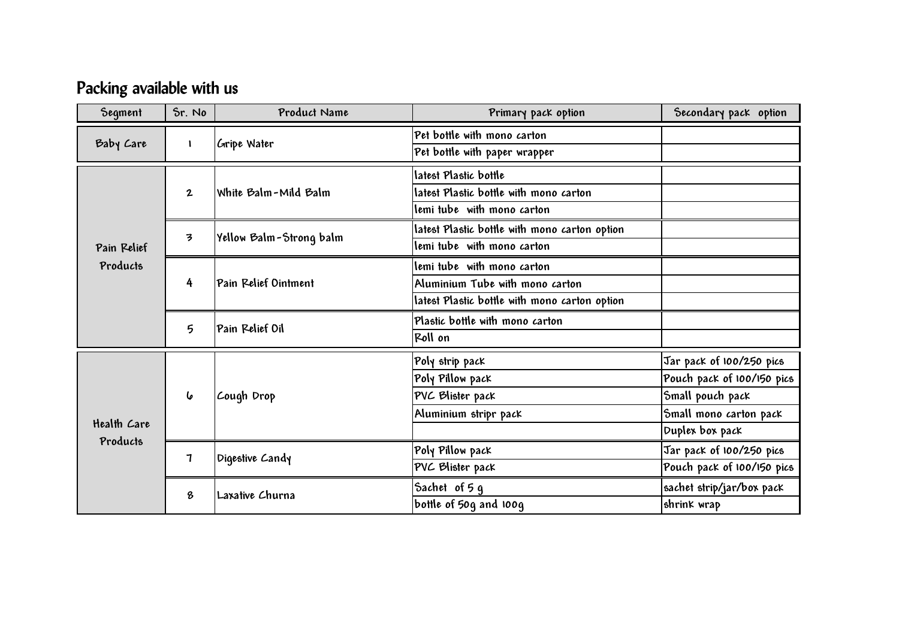## Packing available with us

| Segment | Sr. No | Product Name | Primary pack option | Secondary pack option |
|---|---|---|---|---|
| Baby Care | 1 | Gripe Water | Pet bottle with mono carton | |
| | | | Pet bottle with paper wrapper | |
| Pain Relief Products | 2 | White Balm-Mild Balm | latest Plastic bottle | |
| | | | latest Plastic bottle with mono carton | |
| | | | lemi tube with mono carton | |
| | 3 | Yellow Balm-Strong balm | latest Plastic bottle with mono carton option | |
| | | | lemi tube with mono carton | |
| | 4 | Pain Relief Ointment | lemi tube with mono carton | |
| | | | Aluminium Tube with mono carton | |
| | | | latest Plastic bottle with mono carton option | |
| | 5 | Pain Relief Oil | Plastic bottle with mono carton | |
| | | | Roll on | |
| Health Care Products | 6 | Cough Drop | Poly strip pack | Jar pack of 100/250 pics |
| | | | Poly Pillow pack | Pouch pack of 100/150 pics |
| | | | PVC Blister pack | Small pouch pack |
| | | | Aluminium stripr pack | Small mono carton pack |
| | | | | Duplex box pack |
| | 7 | Digestive Candy | Poly Pillow pack | Jar pack of 100/250 pics |
| | | | PVC Blister pack | Pouch pack of 100/150 pics |
| | 8 | Laxative Churna | Sachet of 5 g | sachet strip/jar/box pack |
| | | | bottle of 50g and 100g | shrink wrap |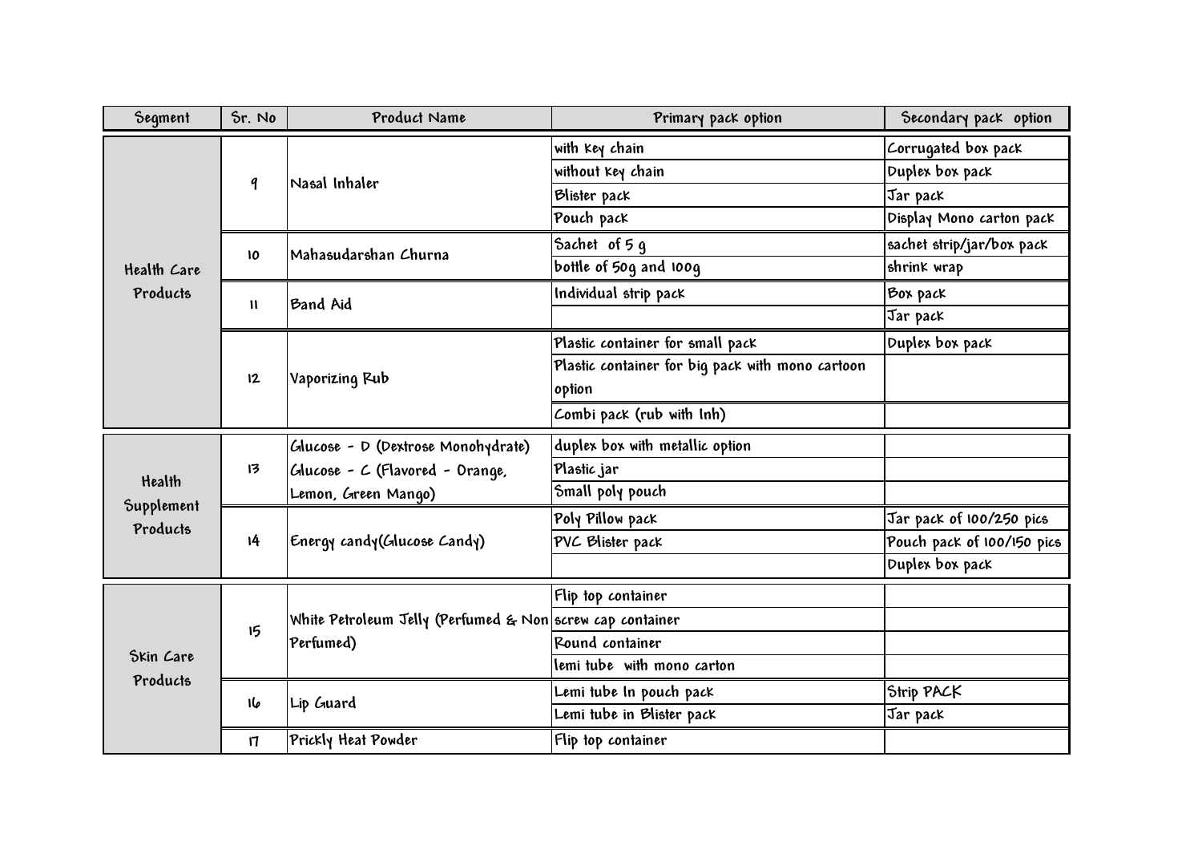| Segment | Sr. No | Product Name | Primary pack option | Secondary pack option |
|---|---|---|---|---|
| Health Care Products | 9 | Nasal Inhaler | with key chain | Corrugated box pack |
| | | | without key chain | Duplex box pack |
| | | | Blister pack | Jar pack |
| | | | Pouch pack | Display Mono carton pack |
| | 10 | Mahasudarshan Churna | Sachet of 5 g | sachet strip/jar/box pack |
| | | | bottle of 50g and 100g | shrink wrap |
| | 11 | Band Aid | Individual strip pack | Box pack |
| | | | | Jar pack |
| | 12 | Vaporizing Rub | Plastic container for small pack | Duplex box pack |
| | | | Plastic container for big pack with mono cartoon option | |
| | | | Combi pack (rub with Inh) | |
| Health Supplement Products | 13 | Glucose - D (Dextrose Monohydrate) Glucose - C (Flavored - Orange, Lemon, Green Mango) | duplex box with metallic option | |
| | | | Plastic jar | |
| | | | Small poly pouch | |
| | 14 | Energy candy(Glucose Candy) | Poly Pillow pack | Jar pack of 100/250 pics |
| | | | PVC Blister pack | Pouch pack of 100/150 pics |
| | | | | Duplex box pack |
| Skin Care Products | 15 | White Petroleum Jelly (Perfumed & Non Perfumed) | Flip top container | |
| | | | screw cap container | |
| | | | Round container | |
| | | | lemi tube with mono carton | |
| | 16 | Lip Guard | Lemi tube In pouch pack | Strip PACK |
| | | | Lemi tube in Blister pack | Jar pack |
| | 17 | Prickly Heat Powder | Flip top container | |